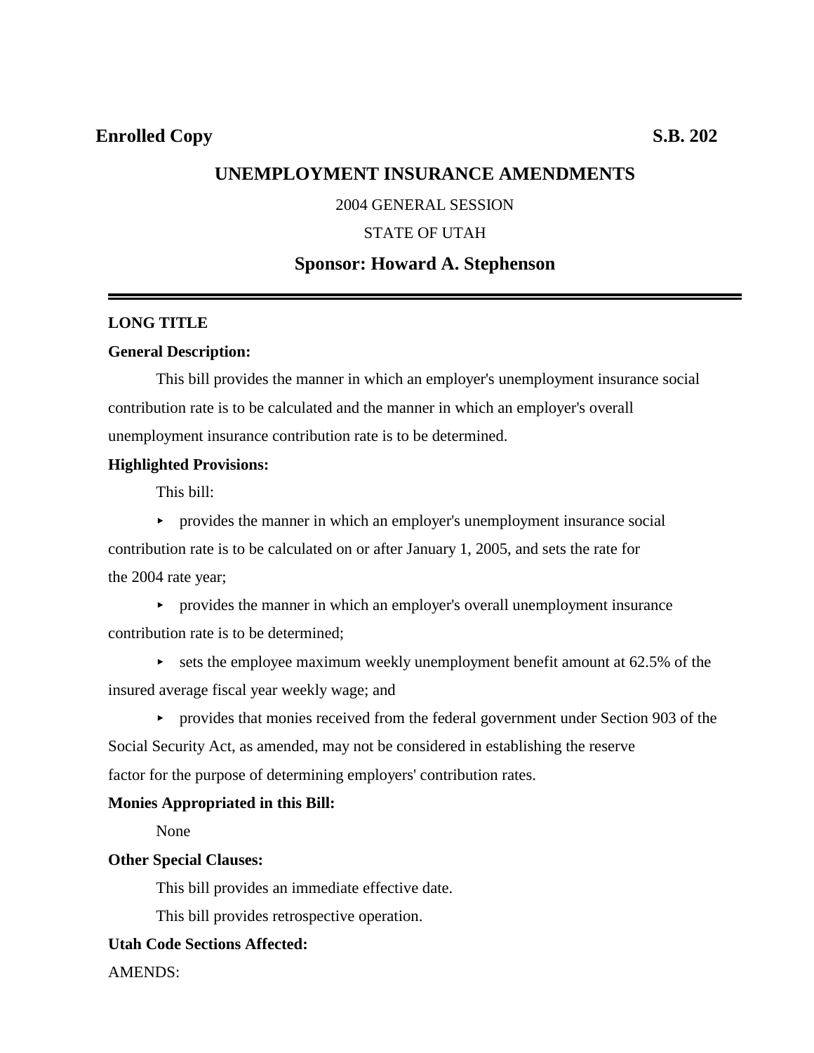**Enrolled Copy** **S.B. 202**

# UNEMPLOYMENT INSURANCE AMENDMENTS

2004 GENERAL SESSION

STATE OF UTAH

## Sponsor: Howard A. Stephenson

---

**LONG TITLE**

**General Description:**

This bill provides the manner in which an employer's unemployment insurance social contribution rate is to be calculated and the manner in which an employer's overall unemployment insurance contribution rate is to be determined.

**Highlighted Provisions:**

This bill:

- provides the manner in which an employer's unemployment insurance social contribution rate is to be calculated on or after January 1, 2005, and sets the rate for the 2004 rate year;
- provides the manner in which an employer's overall unemployment insurance contribution rate is to be determined;
- sets the employee maximum weekly unemployment benefit amount at 62.5% of the insured average fiscal year weekly wage; and
- provides that monies received from the federal government under Section 903 of the Social Security Act, as amended, may not be considered in establishing the reserve factor for the purpose of determining employers' contribution rates.

**Monies Appropriated in this Bill:**

None

**Other Special Clauses:**

This bill provides an immediate effective date.

This bill provides retrospective operation.

**Utah Code Sections Affected:**

AMENDS: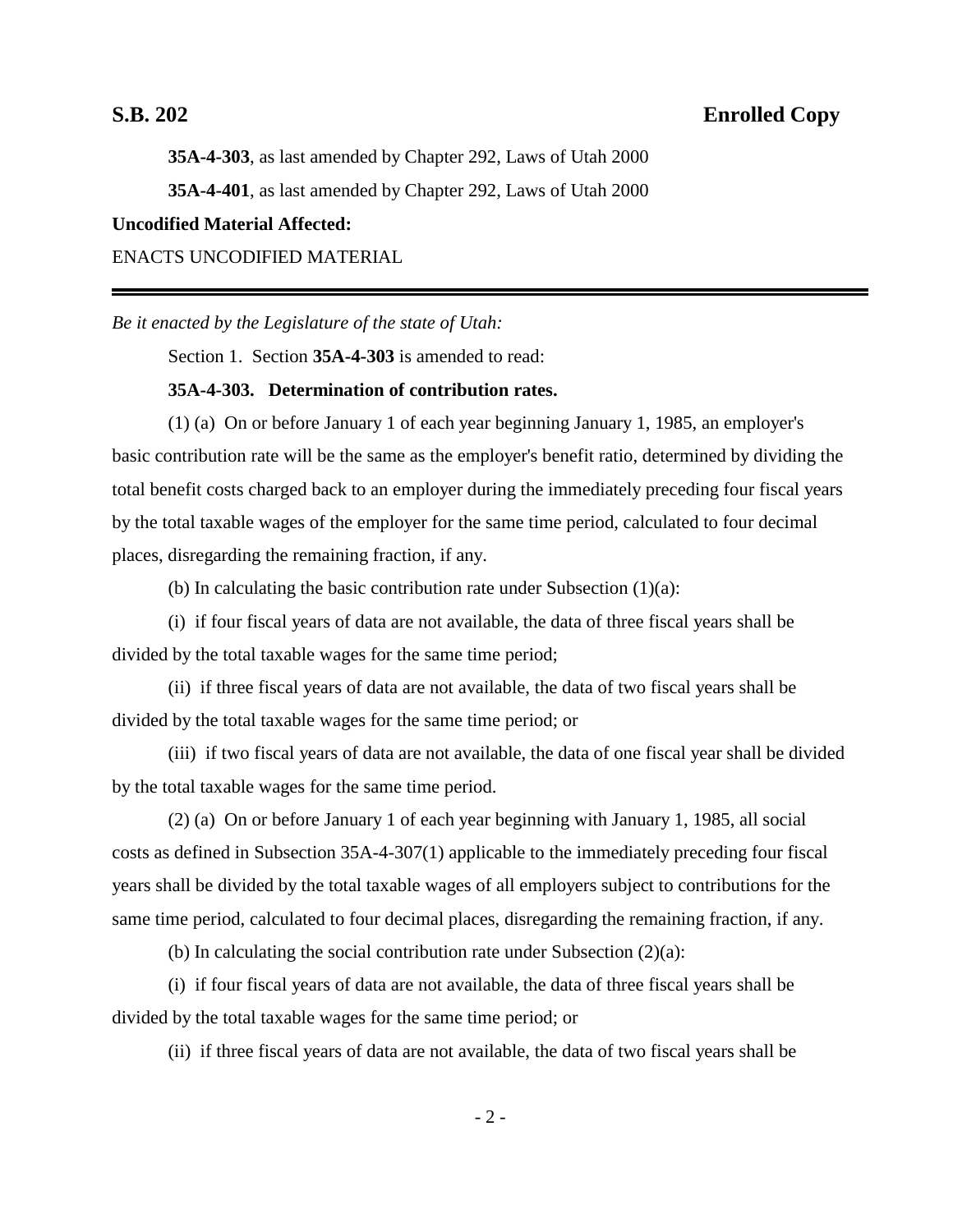**35A-4-303**, as last amended by Chapter 292, Laws of Utah 2000

**35A-4-401**, as last amended by Chapter 292, Laws of Utah 2000

**Uncodified Material Affected:**

ENACTS UNCODIFIED MATERIAL

---

*Be it enacted by the Legislature of the state of Utah:*

Section 1. Section **35A-4-303** is amended to read:

**35A-4-303. Determination of contribution rates.**

(1) (a) On or before January 1 of each year beginning January 1, 1985, an employer's basic contribution rate will be the same as the employer's benefit ratio, determined by dividing the total benefit costs charged back to an employer during the immediately preceding four fiscal years by the total taxable wages of the employer for the same time period, calculated to four decimal places, disregarding the remaining fraction, if any.

(b) In calculating the basic contribution rate under Subsection (1)(a):

(i) if four fiscal years of data are not available, the data of three fiscal years shall be divided by the total taxable wages for the same time period;

(ii) if three fiscal years of data are not available, the data of two fiscal years shall be divided by the total taxable wages for the same time period; or

(iii) if two fiscal years of data are not available, the data of one fiscal year shall be divided by the total taxable wages for the same time period.

(2) (a) On or before January 1 of each year beginning with January 1, 1985, all social costs as defined in Subsection 35A-4-307(1) applicable to the immediately preceding four fiscal years shall be divided by the total taxable wages of all employers subject to contributions for the same time period, calculated to four decimal places, disregarding the remaining fraction, if any.

(b) In calculating the social contribution rate under Subsection (2)(a):

(i) if four fiscal years of data are not available, the data of three fiscal years shall be divided by the total taxable wages for the same time period; or

(ii) if three fiscal years of data are not available, the data of two fiscal years shall be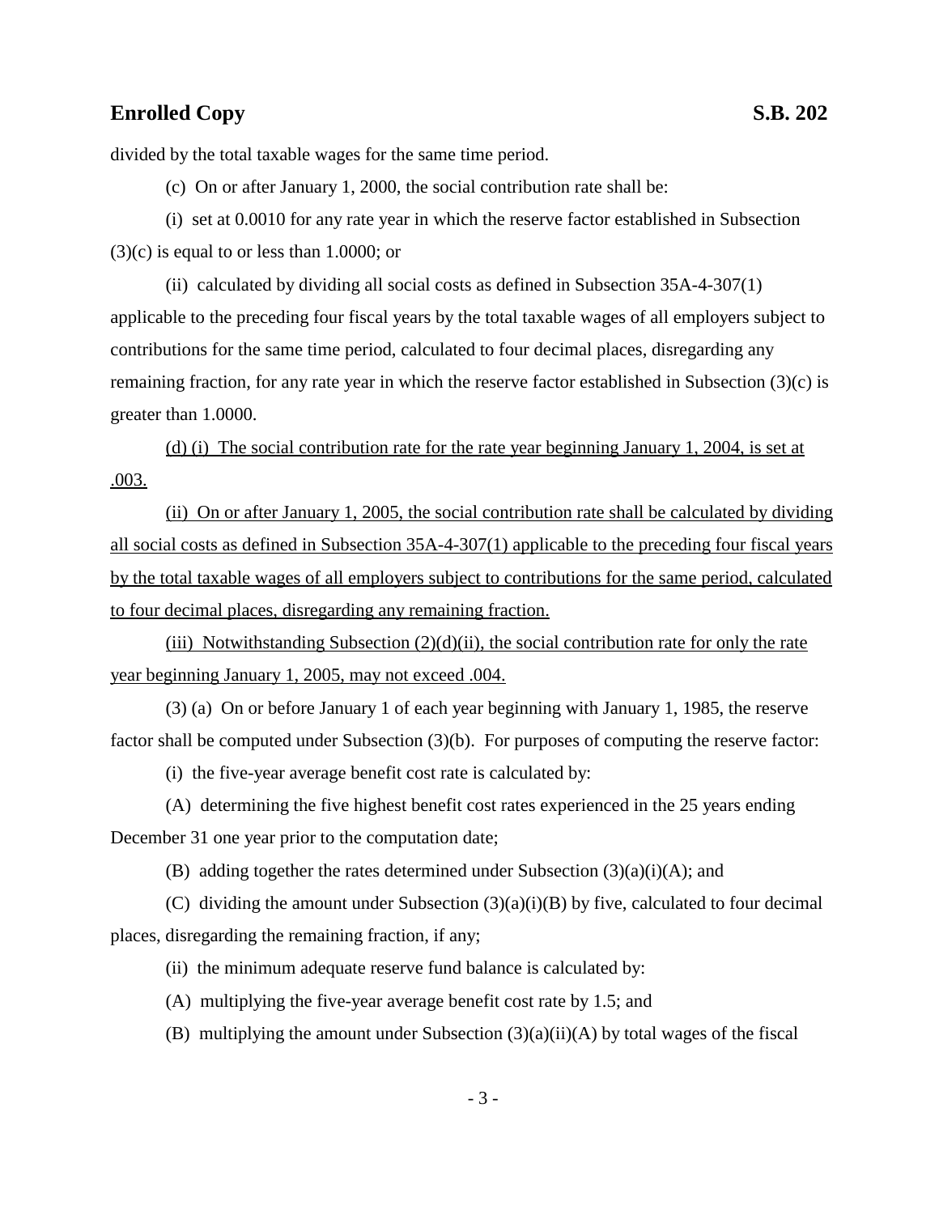divided by the total taxable wages for the same time period.

(c) On or after January 1, 2000, the social contribution rate shall be:

(i) set at 0.0010 for any rate year in which the reserve factor established in Subsection (3)(c) is equal to or less than 1.0000; or

(ii) calculated by dividing all social costs as defined in Subsection 35A-4-307(1) applicable to the preceding four fiscal years by the total taxable wages of all employers subject to contributions for the same time period, calculated to four decimal places, disregarding any remaining fraction, for any rate year in which the reserve factor established in Subsection (3)(c) is greater than 1.0000.

<u>(d) (i) The social contribution rate for the rate year beginning January 1, 2004, is set at .003.</u>

<u>(ii) On or after January 1, 2005, the social contribution rate shall be calculated by dividing all social costs as defined in Subsection 35A-4-307(1) applicable to the preceding four fiscal years by the total taxable wages of all employers subject to contributions for the same period, calculated to four decimal places, disregarding any remaining fraction.</u>

<u>(iii) Notwithstanding Subsection (2)(d)(ii), the social contribution rate for only the rate year beginning January 1, 2005, may not exceed .004.</u>

(3) (a) On or before January 1 of each year beginning with January 1, 1985, the reserve factor shall be computed under Subsection (3)(b). For purposes of computing the reserve factor:

(i) the five-year average benefit cost rate is calculated by:

(A) determining the five highest benefit cost rates experienced in the 25 years ending December 31 one year prior to the computation date;

(B) adding together the rates determined under Subsection (3)(a)(i)(A); and

(C) dividing the amount under Subsection (3)(a)(i)(B) by five, calculated to four decimal places, disregarding the remaining fraction, if any;

(ii) the minimum adequate reserve fund balance is calculated by:

(A) multiplying the five-year average benefit cost rate by 1.5; and

(B) multiplying the amount under Subsection (3)(a)(ii)(A) by total wages of the fiscal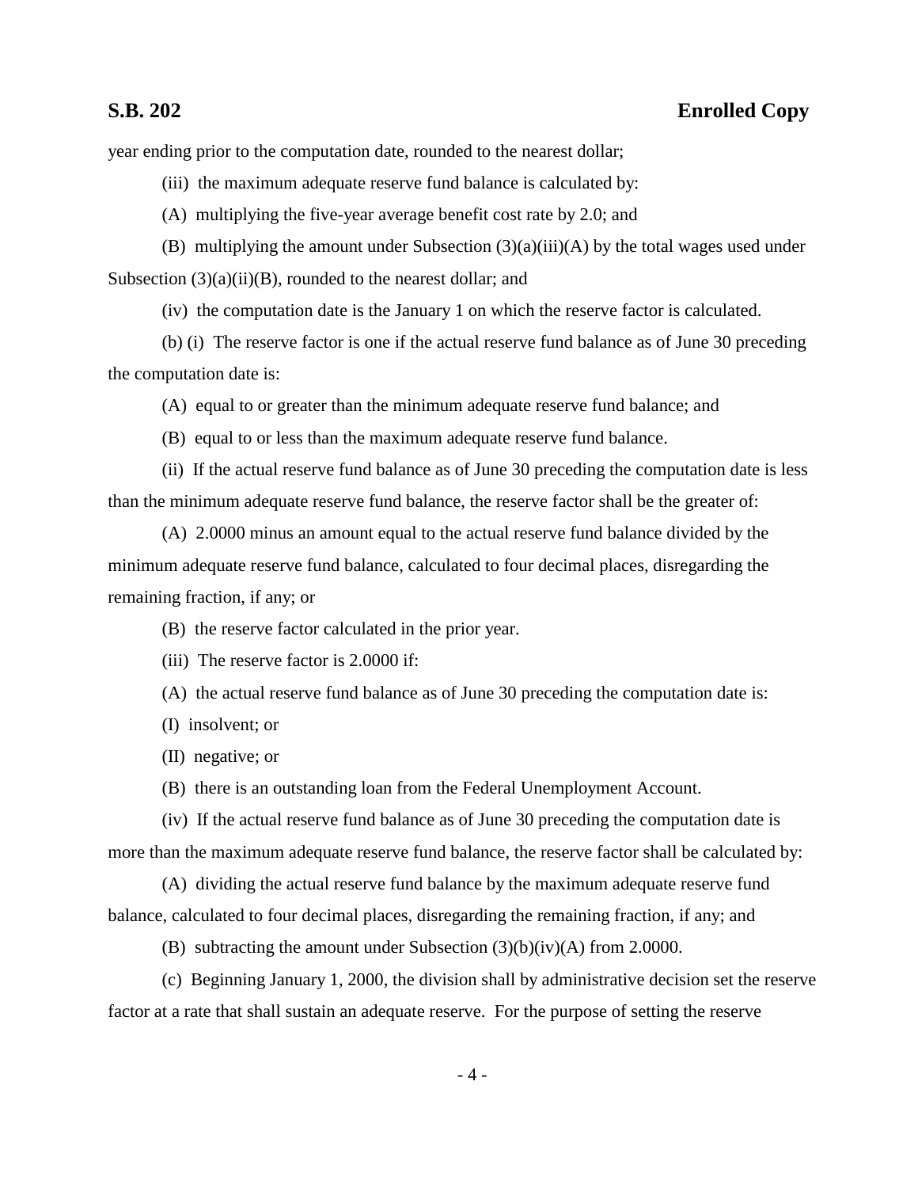year ending prior to the computation date, rounded to the nearest dollar;

(iii) the maximum adequate reserve fund balance is calculated by:

(A) multiplying the five-year average benefit cost rate by 2.0; and

(B) multiplying the amount under Subsection (3)(a)(iii)(A) by the total wages used under Subsection (3)(a)(ii)(B), rounded to the nearest dollar; and

(iv) the computation date is the January 1 on which the reserve factor is calculated.

(b) (i) The reserve factor is one if the actual reserve fund balance as of June 30 preceding the computation date is:

(A) equal to or greater than the minimum adequate reserve fund balance; and

(B) equal to or less than the maximum adequate reserve fund balance.

(ii) If the actual reserve fund balance as of June 30 preceding the computation date is less than the minimum adequate reserve fund balance, the reserve factor shall be the greater of:

(A) 2.0000 minus an amount equal to the actual reserve fund balance divided by the minimum adequate reserve fund balance, calculated to four decimal places, disregarding the remaining fraction, if any; or

(B) the reserve factor calculated in the prior year.

(iii) The reserve factor is 2.0000 if:

(A) the actual reserve fund balance as of June 30 preceding the computation date is:

(I) insolvent; or

(II) negative; or

(B) there is an outstanding loan from the Federal Unemployment Account.

(iv) If the actual reserve fund balance as of June 30 preceding the computation date is more than the maximum adequate reserve fund balance, the reserve factor shall be calculated by:

(A) dividing the actual reserve fund balance by the maximum adequate reserve fund balance, calculated to four decimal places, disregarding the remaining fraction, if any; and

(B) subtracting the amount under Subsection (3)(b)(iv)(A) from 2.0000.

(c) Beginning January 1, 2000, the division shall by administrative decision set the reserve factor at a rate that shall sustain an adequate reserve. For the purpose of setting the reserve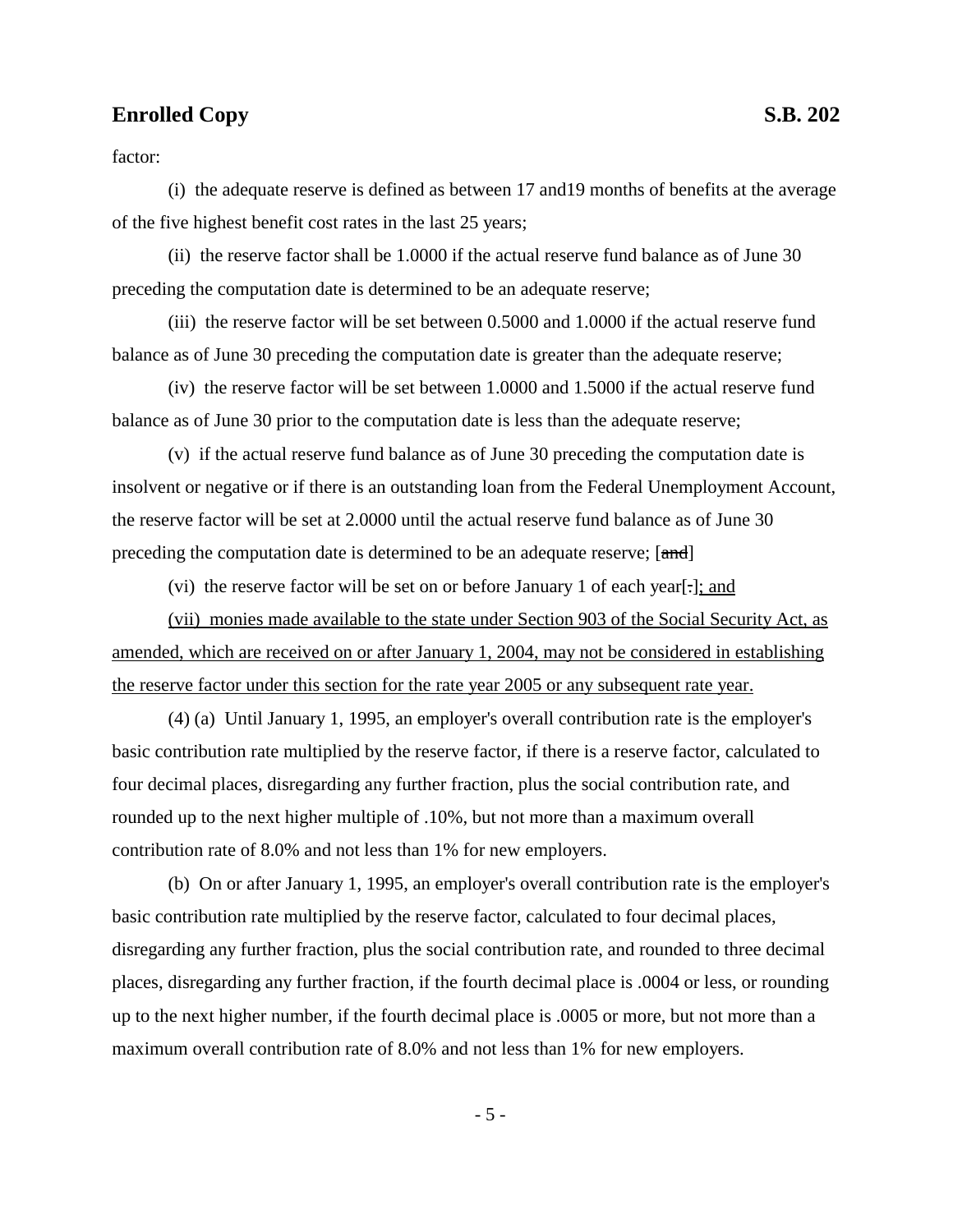factor:

(i) the adequate reserve is defined as between 17 and19 months of benefits at the average of the five highest benefit cost rates in the last 25 years;

(ii) the reserve factor shall be 1.0000 if the actual reserve fund balance as of June 30 preceding the computation date is determined to be an adequate reserve;

(iii) the reserve factor will be set between 0.5000 and 1.0000 if the actual reserve fund balance as of June 30 preceding the computation date is greater than the adequate reserve;

(iv) the reserve factor will be set between 1.0000 and 1.5000 if the actual reserve fund balance as of June 30 prior to the computation date is less than the adequate reserve;

(v) if the actual reserve fund balance as of June 30 preceding the computation date is insolvent or negative or if there is an outstanding loan from the Federal Unemployment Account, the reserve factor will be set at 2.0000 until the actual reserve fund balance as of June 30 preceding the computation date is determined to be an adequate reserve; [~~and~~]

(vi) the reserve factor will be set on or before January 1 of each year[~~.~~]<u>; and</u>

<u>(vii) monies made available to the state under Section 903 of the Social Security Act, as amended, which are received on or after January 1, 2004, may not be considered in establishing the reserve factor under this section for the rate year 2005 or any subsequent rate year.</u>

(4) (a) Until January 1, 1995, an employer's overall contribution rate is the employer's basic contribution rate multiplied by the reserve factor, if there is a reserve factor, calculated to four decimal places, disregarding any further fraction, plus the social contribution rate, and rounded up to the next higher multiple of .10%, but not more than a maximum overall contribution rate of 8.0% and not less than 1% for new employers.

(b) On or after January 1, 1995, an employer's overall contribution rate is the employer's basic contribution rate multiplied by the reserve factor, calculated to four decimal places, disregarding any further fraction, plus the social contribution rate, and rounded to three decimal places, disregarding any further fraction, if the fourth decimal place is .0004 or less, or rounding up to the next higher number, if the fourth decimal place is .0005 or more, but not more than a maximum overall contribution rate of 8.0% and not less than 1% for new employers.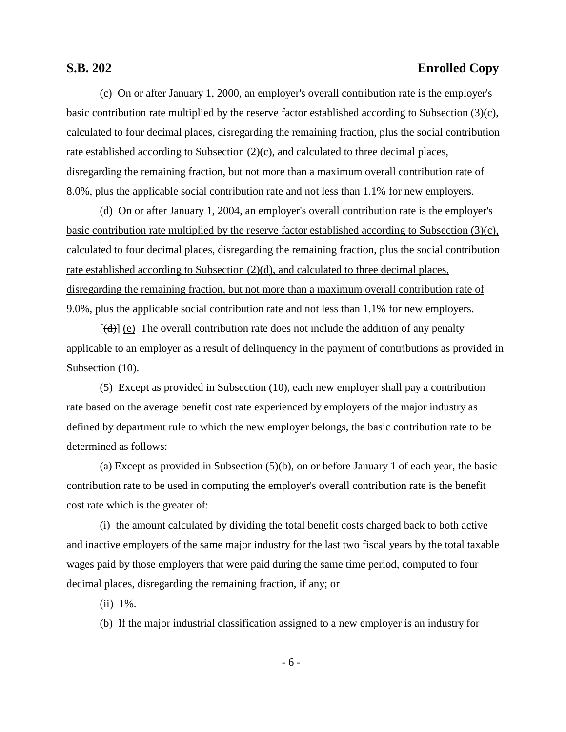(c) On or after January 1, 2000, an employer's overall contribution rate is the employer's basic contribution rate multiplied by the reserve factor established according to Subsection (3)(c), calculated to four decimal places, disregarding the remaining fraction, plus the social contribution rate established according to Subsection (2)(c), and calculated to three decimal places, disregarding the remaining fraction, but not more than a maximum overall contribution rate of 8.0%, plus the applicable social contribution rate and not less than 1.1% for new employers.

<u>(d) On or after January 1, 2004, an employer's overall contribution rate is the employer's basic contribution rate multiplied by the reserve factor established according to Subsection (3)(c), calculated to four decimal places, disregarding the remaining fraction, plus the social contribution rate established according to Subsection (2)(d), and calculated to three decimal places, disregarding the remaining fraction, but not more than a maximum overall contribution rate of 9.0%, plus the applicable social contribution rate and not less than 1.1% for new employers.</u>

[~~(d)~~] <u>(e)</u> The overall contribution rate does not include the addition of any penalty applicable to an employer as a result of delinquency in the payment of contributions as provided in Subsection (10).

(5) Except as provided in Subsection (10), each new employer shall pay a contribution rate based on the average benefit cost rate experienced by employers of the major industry as defined by department rule to which the new employer belongs, the basic contribution rate to be determined as follows:

(a) Except as provided in Subsection (5)(b), on or before January 1 of each year, the basic contribution rate to be used in computing the employer's overall contribution rate is the benefit cost rate which is the greater of:

(i) the amount calculated by dividing the total benefit costs charged back to both active and inactive employers of the same major industry for the last two fiscal years by the total taxable wages paid by those employers that were paid during the same time period, computed to four decimal places, disregarding the remaining fraction, if any; or

(ii) 1%.

(b) If the major industrial classification assigned to a new employer is an industry for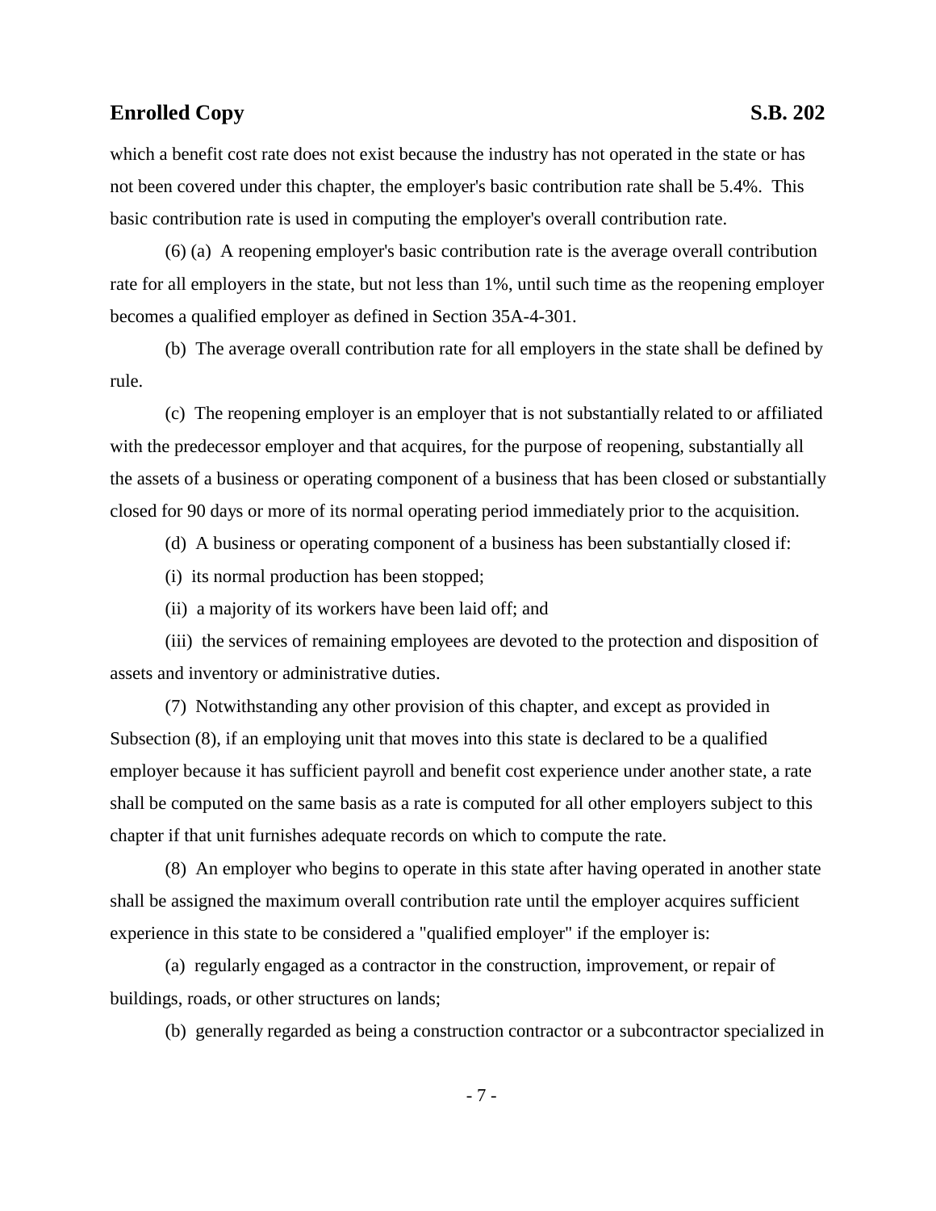which a benefit cost rate does not exist because the industry has not operated in the state or has not been covered under this chapter, the employer's basic contribution rate shall be 5.4%. This basic contribution rate is used in computing the employer's overall contribution rate.

(6) (a) A reopening employer's basic contribution rate is the average overall contribution rate for all employers in the state, but not less than 1%, until such time as the reopening employer becomes a qualified employer as defined in Section 35A-4-301.

(b) The average overall contribution rate for all employers in the state shall be defined by rule.

(c) The reopening employer is an employer that is not substantially related to or affiliated with the predecessor employer and that acquires, for the purpose of reopening, substantially all the assets of a business or operating component of a business that has been closed or substantially closed for 90 days or more of its normal operating period immediately prior to the acquisition.

(d) A business or operating component of a business has been substantially closed if:

(i) its normal production has been stopped;

(ii) a majority of its workers have been laid off; and

(iii) the services of remaining employees are devoted to the protection and disposition of assets and inventory or administrative duties.

(7) Notwithstanding any other provision of this chapter, and except as provided in Subsection (8), if an employing unit that moves into this state is declared to be a qualified employer because it has sufficient payroll and benefit cost experience under another state, a rate shall be computed on the same basis as a rate is computed for all other employers subject to this chapter if that unit furnishes adequate records on which to compute the rate.

(8) An employer who begins to operate in this state after having operated in another state shall be assigned the maximum overall contribution rate until the employer acquires sufficient experience in this state to be considered a "qualified employer" if the employer is:

(a) regularly engaged as a contractor in the construction, improvement, or repair of buildings, roads, or other structures on lands;

(b) generally regarded as being a construction contractor or a subcontractor specialized in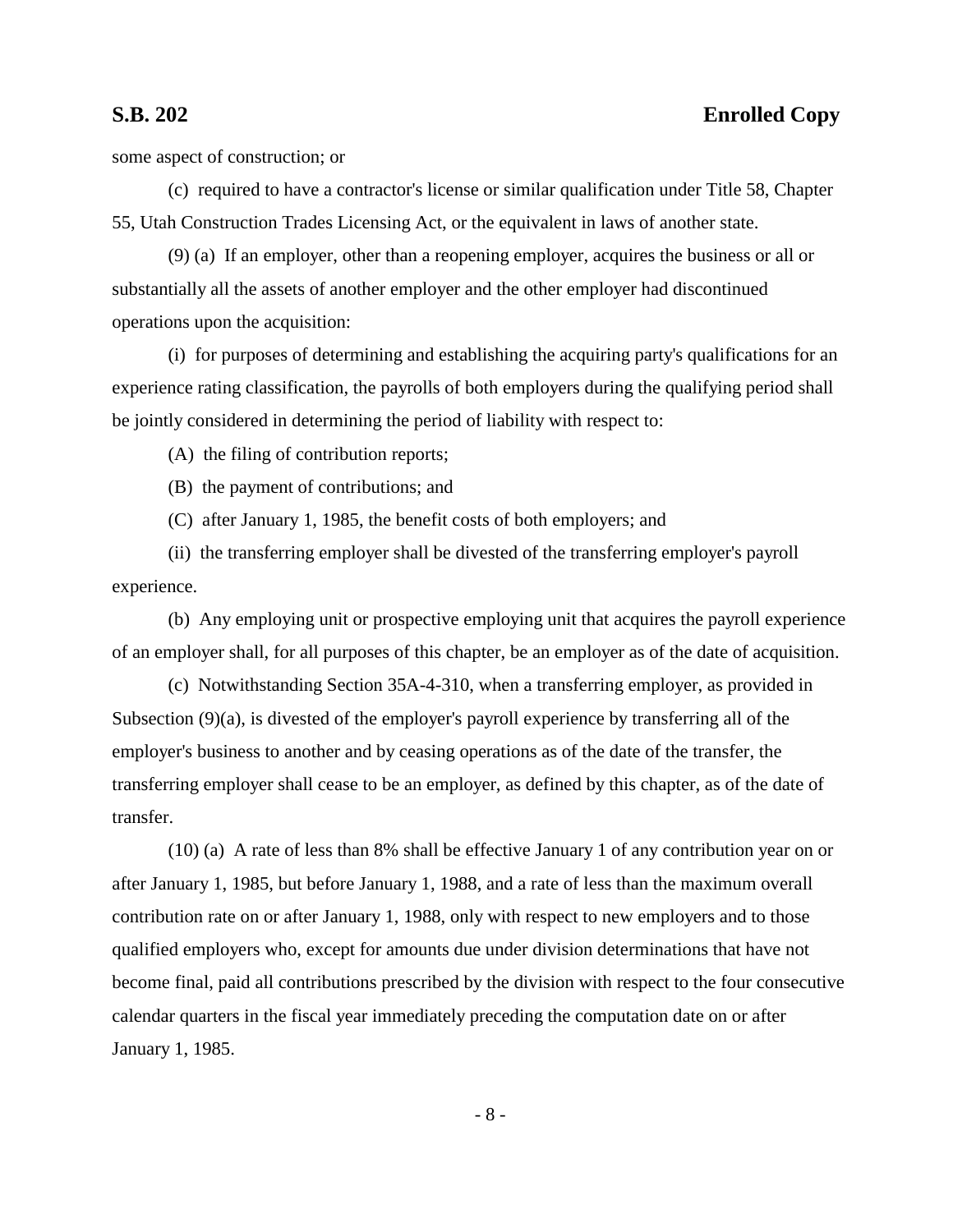some aspect of construction; or

(c) required to have a contractor's license or similar qualification under Title 58, Chapter 55, Utah Construction Trades Licensing Act, or the equivalent in laws of another state.

(9) (a) If an employer, other than a reopening employer, acquires the business or all or substantially all the assets of another employer and the other employer had discontinued operations upon the acquisition:

(i) for purposes of determining and establishing the acquiring party's qualifications for an experience rating classification, the payrolls of both employers during the qualifying period shall be jointly considered in determining the period of liability with respect to:

(A) the filing of contribution reports;

(B) the payment of contributions; and

(C) after January 1, 1985, the benefit costs of both employers; and

(ii) the transferring employer shall be divested of the transferring employer's payroll experience.

(b) Any employing unit or prospective employing unit that acquires the payroll experience of an employer shall, for all purposes of this chapter, be an employer as of the date of acquisition.

(c) Notwithstanding Section 35A-4-310, when a transferring employer, as provided in Subsection (9)(a), is divested of the employer's payroll experience by transferring all of the employer's business to another and by ceasing operations as of the date of the transfer, the transferring employer shall cease to be an employer, as defined by this chapter, as of the date of transfer.

(10) (a) A rate of less than 8% shall be effective January 1 of any contribution year on or after January 1, 1985, but before January 1, 1988, and a rate of less than the maximum overall contribution rate on or after January 1, 1988, only with respect to new employers and to those qualified employers who, except for amounts due under division determinations that have not become final, paid all contributions prescribed by the division with respect to the four consecutive calendar quarters in the fiscal year immediately preceding the computation date on or after January 1, 1985.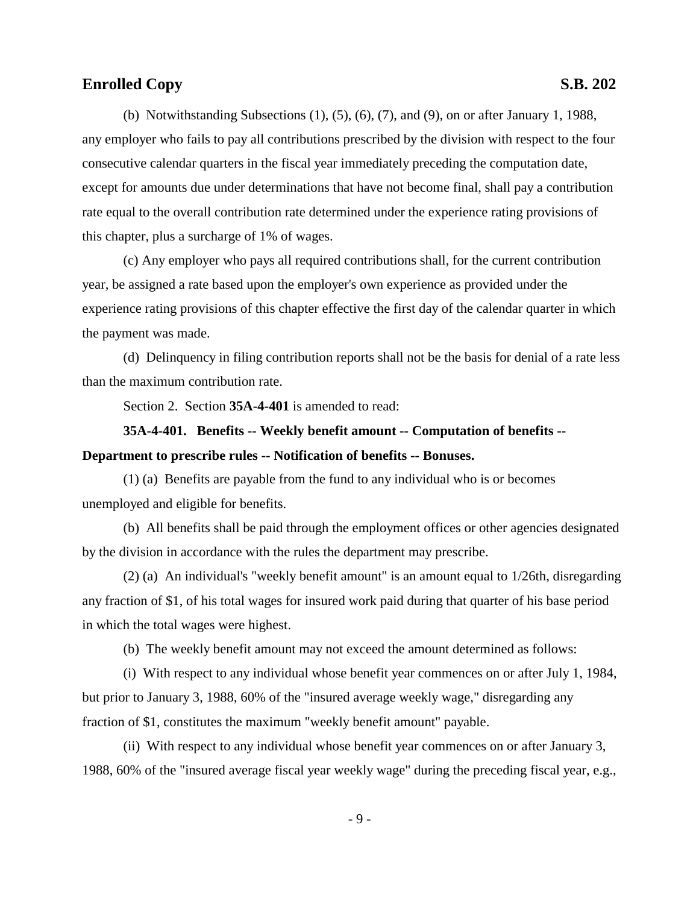(b) Notwithstanding Subsections (1), (5), (6), (7), and (9), on or after January 1, 1988, any employer who fails to pay all contributions prescribed by the division with respect to the four consecutive calendar quarters in the fiscal year immediately preceding the computation date, except for amounts due under determinations that have not become final, shall pay a contribution rate equal to the overall contribution rate determined under the experience rating provisions of this chapter, plus a surcharge of 1% of wages.

(c) Any employer who pays all required contributions shall, for the current contribution year, be assigned a rate based upon the employer's own experience as provided under the experience rating provisions of this chapter effective the first day of the calendar quarter in which the payment was made.

(d) Delinquency in filing contribution reports shall not be the basis for denial of a rate less than the maximum contribution rate.

Section 2. Section **35A-4-401** is amended to read:

**35A-4-401. Benefits -- Weekly benefit amount -- Computation of benefits -- Department to prescribe rules -- Notification of benefits -- Bonuses.**

(1) (a) Benefits are payable from the fund to any individual who is or becomes unemployed and eligible for benefits.

(b) All benefits shall be paid through the employment offices or other agencies designated by the division in accordance with the rules the department may prescribe.

(2) (a) An individual's "weekly benefit amount" is an amount equal to 1/26th, disregarding any fraction of $1, of his total wages for insured work paid during that quarter of his base period in which the total wages were highest.

(b) The weekly benefit amount may not exceed the amount determined as follows:

(i) With respect to any individual whose benefit year commences on or after July 1, 1984, but prior to January 3, 1988, 60% of the "insured average weekly wage," disregarding any fraction of $1, constitutes the maximum "weekly benefit amount" payable.

(ii) With respect to any individual whose benefit year commences on or after January 3, 1988, 60% of the "insured average fiscal year weekly wage" during the preceding fiscal year, e.g.,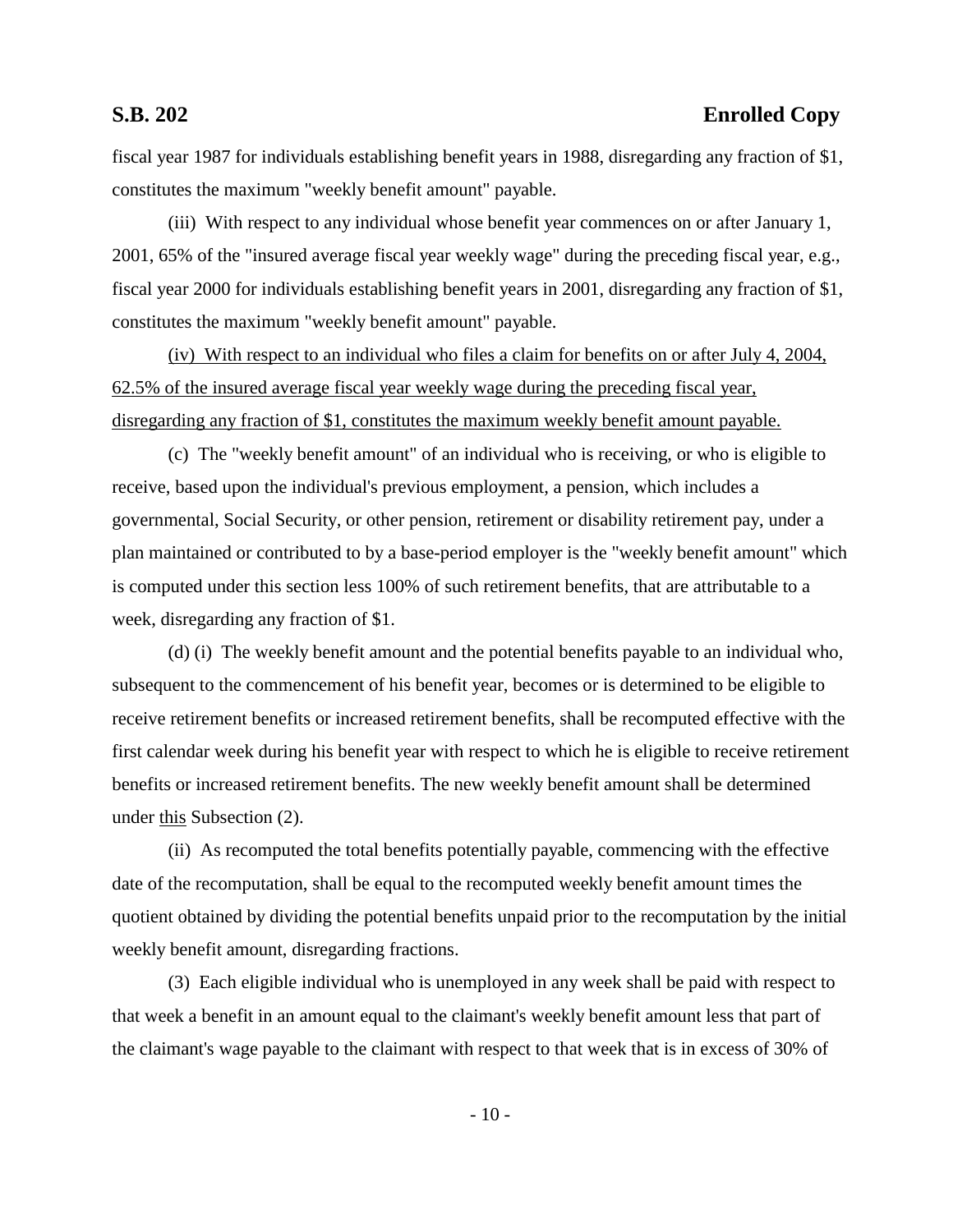fiscal year 1987 for individuals establishing benefit years in 1988, disregarding any fraction of $1, constitutes the maximum "weekly benefit amount" payable.

(iii) With respect to any individual whose benefit year commences on or after January 1, 2001, 65% of the "insured average fiscal year weekly wage" during the preceding fiscal year, e.g., fiscal year 2000 for individuals establishing benefit years in 2001, disregarding any fraction of $1, constitutes the maximum "weekly benefit amount" payable.

<u>(iv) With respect to an individual who files a claim for benefits on or after July 4, 2004, 62.5% of the insured average fiscal year weekly wage during the preceding fiscal year, disregarding any fraction of $1, constitutes the maximum weekly benefit amount payable.</u>

(c) The "weekly benefit amount" of an individual who is receiving, or who is eligible to receive, based upon the individual's previous employment, a pension, which includes a governmental, Social Security, or other pension, retirement or disability retirement pay, under a plan maintained or contributed to by a base-period employer is the "weekly benefit amount" which is computed under this section less 100% of such retirement benefits, that are attributable to a week, disregarding any fraction of $1.

(d) (i) The weekly benefit amount and the potential benefits payable to an individual who, subsequent to the commencement of his benefit year, becomes or is determined to be eligible to receive retirement benefits or increased retirement benefits, shall be recomputed effective with the first calendar week during his benefit year with respect to which he is eligible to receive retirement benefits or increased retirement benefits. The new weekly benefit amount shall be determined under <u>this</u> Subsection (2).

(ii) As recomputed the total benefits potentially payable, commencing with the effective date of the recomputation, shall be equal to the recomputed weekly benefit amount times the quotient obtained by dividing the potential benefits unpaid prior to the recomputation by the initial weekly benefit amount, disregarding fractions.

(3) Each eligible individual who is unemployed in any week shall be paid with respect to that week a benefit in an amount equal to the claimant's weekly benefit amount less that part of the claimant's wage payable to the claimant with respect to that week that is in excess of 30% of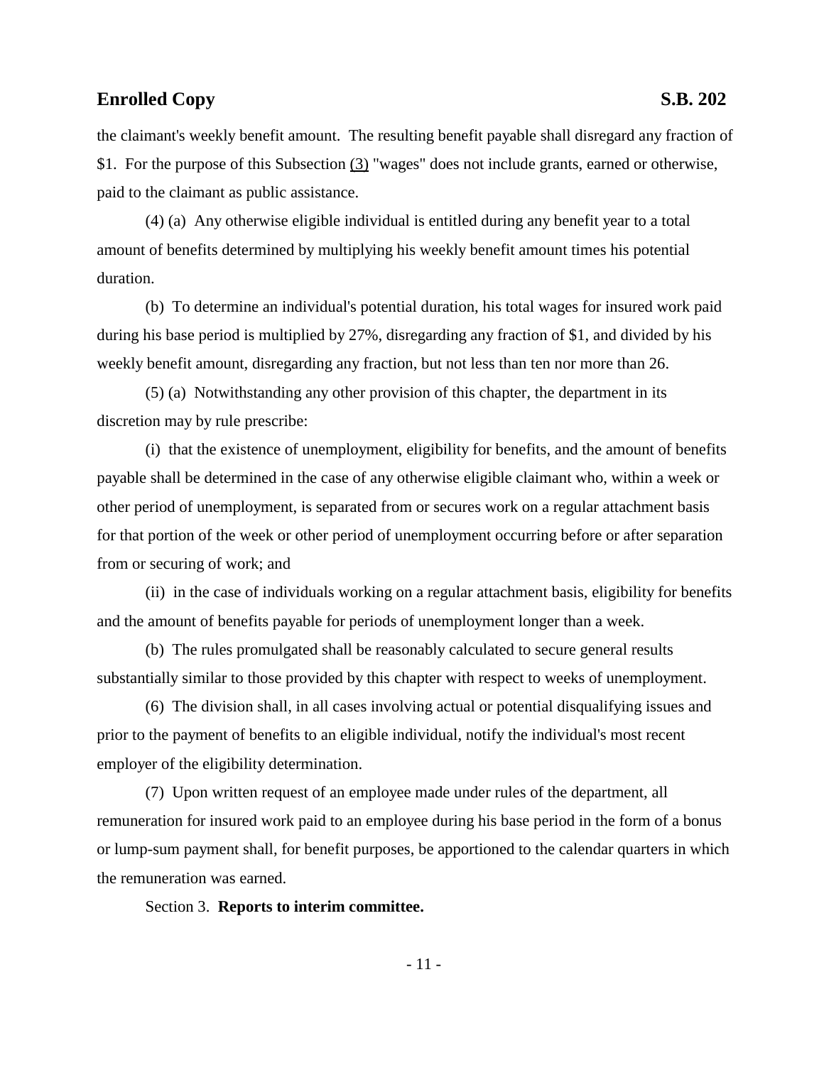the claimant's weekly benefit amount. The resulting benefit payable shall disregard any fraction of $1. For the purpose of this Subsection (3) "wages" does not include grants, earned or otherwise, paid to the claimant as public assistance.

(4) (a) Any otherwise eligible individual is entitled during any benefit year to a total amount of benefits determined by multiplying his weekly benefit amount times his potential duration.

(b) To determine an individual's potential duration, his total wages for insured work paid during his base period is multiplied by 27%, disregarding any fraction of $1, and divided by his weekly benefit amount, disregarding any fraction, but not less than ten nor more than 26.

(5) (a) Notwithstanding any other provision of this chapter, the department in its discretion may by rule prescribe:

(i) that the existence of unemployment, eligibility for benefits, and the amount of benefits payable shall be determined in the case of any otherwise eligible claimant who, within a week or other period of unemployment, is separated from or secures work on a regular attachment basis for that portion of the week or other period of unemployment occurring before or after separation from or securing of work; and

(ii) in the case of individuals working on a regular attachment basis, eligibility for benefits and the amount of benefits payable for periods of unemployment longer than a week.

(b) The rules promulgated shall be reasonably calculated to secure general results substantially similar to those provided by this chapter with respect to weeks of unemployment.

(6) The division shall, in all cases involving actual or potential disqualifying issues and prior to the payment of benefits to an eligible individual, notify the individual's most recent employer of the eligibility determination.

(7) Upon written request of an employee made under rules of the department, all remuneration for insured work paid to an employee during his base period in the form of a bonus or lump-sum payment shall, for benefit purposes, be apportioned to the calendar quarters in which the remuneration was earned.

Section 3. **Reports to interim committee.**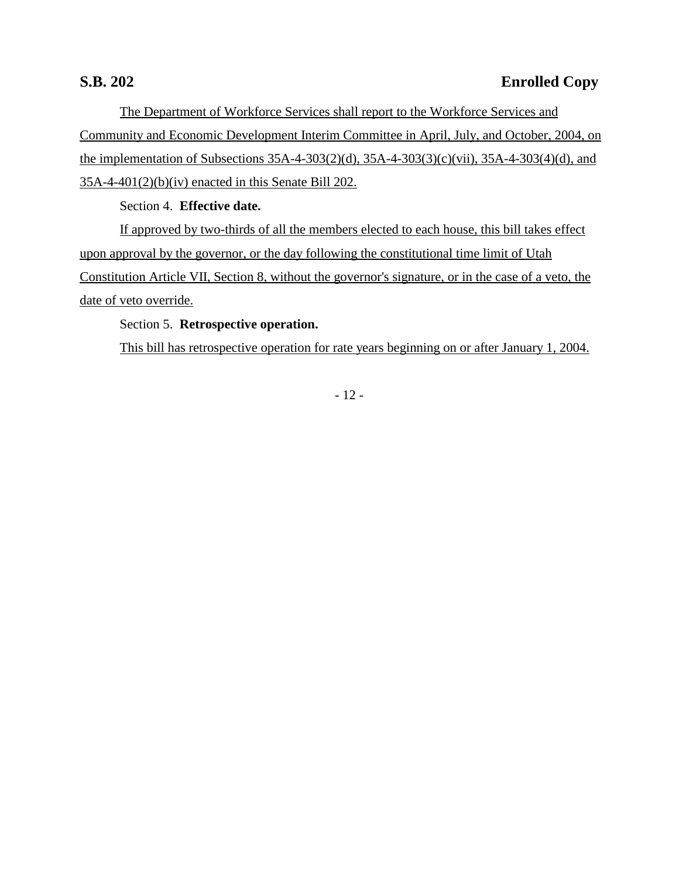The Department of Workforce Services shall report to the Workforce Services and Community and Economic Development Interim Committee in April, July, and October, 2004, on the implementation of Subsections 35A-4-303(2)(d), 35A-4-303(3)(c)(vii), 35A-4-303(4)(d), and 35A-4-401(2)(b)(iv) enacted in this Senate Bill 202.

Section 4. **Effective date.**

If approved by two-thirds of all the members elected to each house, this bill takes effect upon approval by the governor, or the day following the constitutional time limit of Utah Constitution Article VII, Section 8, without the governor's signature, or in the case of a veto, the date of veto override.

Section 5. **Retrospective operation.**

This bill has retrospective operation for rate years beginning on or after January 1, 2004.